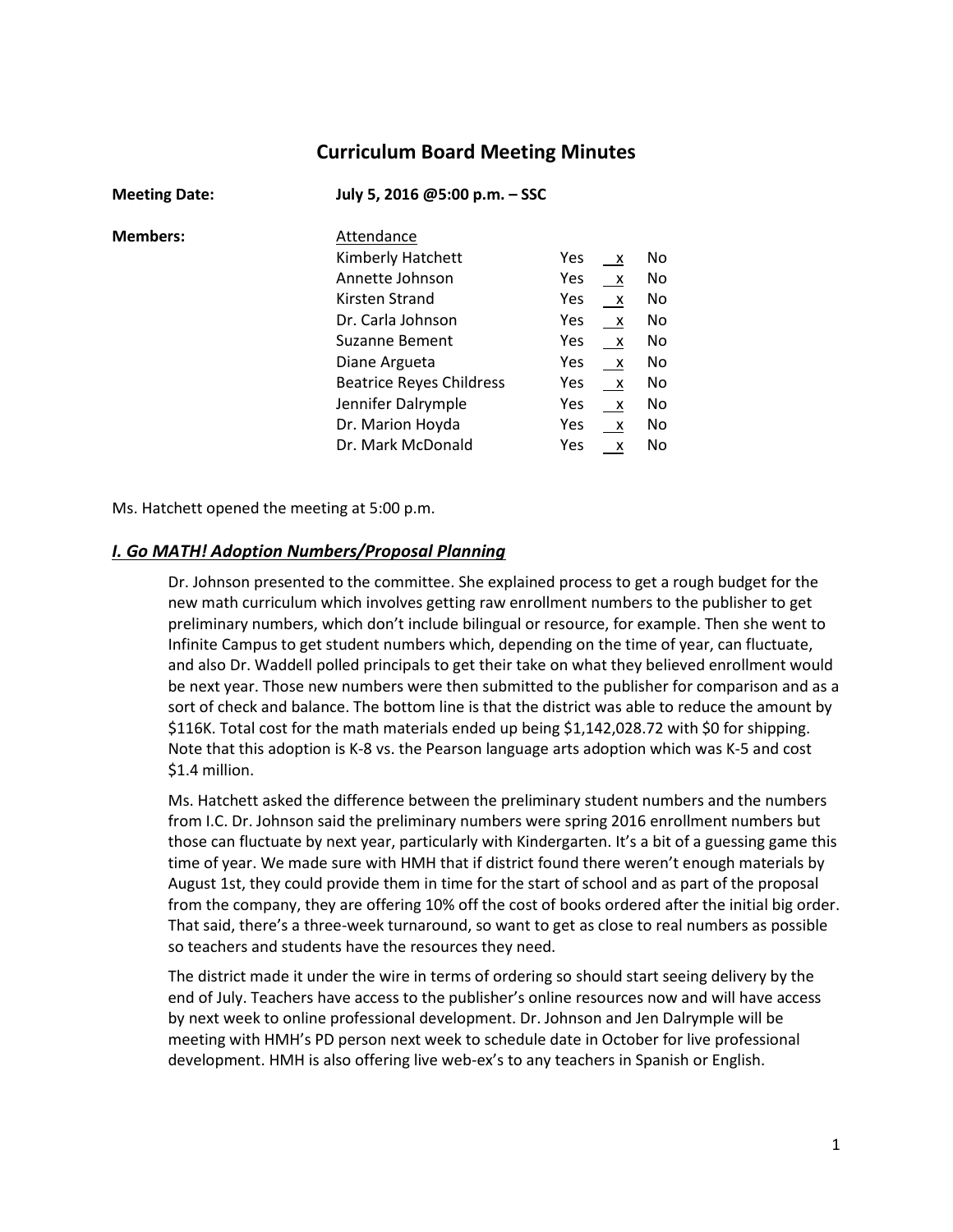# Curriculum Board Meeting Minutes

**Meeting Date:** **July 5, 2016 @5:00 p.m. – SSC**

**Members:**

| Attendance | Yes | | No |
|---|---|---|---|
| Kimberly Hatchett | Yes | x | No |
| Annette Johnson | Yes | x | No |
| Kirsten Strand | Yes | x | No |
| Dr. Carla Johnson | Yes | x | No |
| Suzanne Bement | Yes | x | No |
| Diane Argueta | Yes | x | No |
| Beatrice Reyes Childress | Yes | x | No |
| Jennifer Dalrymple | Yes | x | No |
| Dr. Marion Hoyda | Yes | x | No |
| Dr. Mark McDonald | Yes | x | No |

Ms. Hatchett opened the meeting at 5:00 p.m.

## *I. Go MATH! Adoption Numbers/Proposal Planning*

Dr. Johnson presented to the committee. She explained process to get a rough budget for the new math curriculum which involves getting raw enrollment numbers to the publisher to get preliminary numbers, which don't include bilingual or resource, for example. Then she went to Infinite Campus to get student numbers which, depending on the time of year, can fluctuate, and also Dr. Waddell polled principals to get their take on what they believed enrollment would be next year. Those new numbers were then submitted to the publisher for comparison and as a sort of check and balance. The bottom line is that the district was able to reduce the amount by $116K. Total cost for the math materials ended up being $1,142,028.72 with $0 for shipping. Note that this adoption is K-8 vs. the Pearson language arts adoption which was K-5 and cost $1.4 million.

Ms. Hatchett asked the difference between the preliminary student numbers and the numbers from I.C. Dr. Johnson said the preliminary numbers were spring 2016 enrollment numbers but those can fluctuate by next year, particularly with Kindergarten. It's a bit of a guessing game this time of year. We made sure with HMH that if district found there weren't enough materials by August 1st, they could provide them in time for the start of school and as part of the proposal from the company, they are offering 10% off the cost of books ordered after the initial big order. That said, there's a three-week turnaround, so want to get as close to real numbers as possible so teachers and students have the resources they need.

The district made it under the wire in terms of ordering so should start seeing delivery by the end of July. Teachers have access to the publisher's online resources now and will have access by next week to online professional development. Dr. Johnson and Jen Dalrymple will be meeting with HMH's PD person next week to schedule date in October for live professional development. HMH is also offering live web-ex's to any teachers in Spanish or English.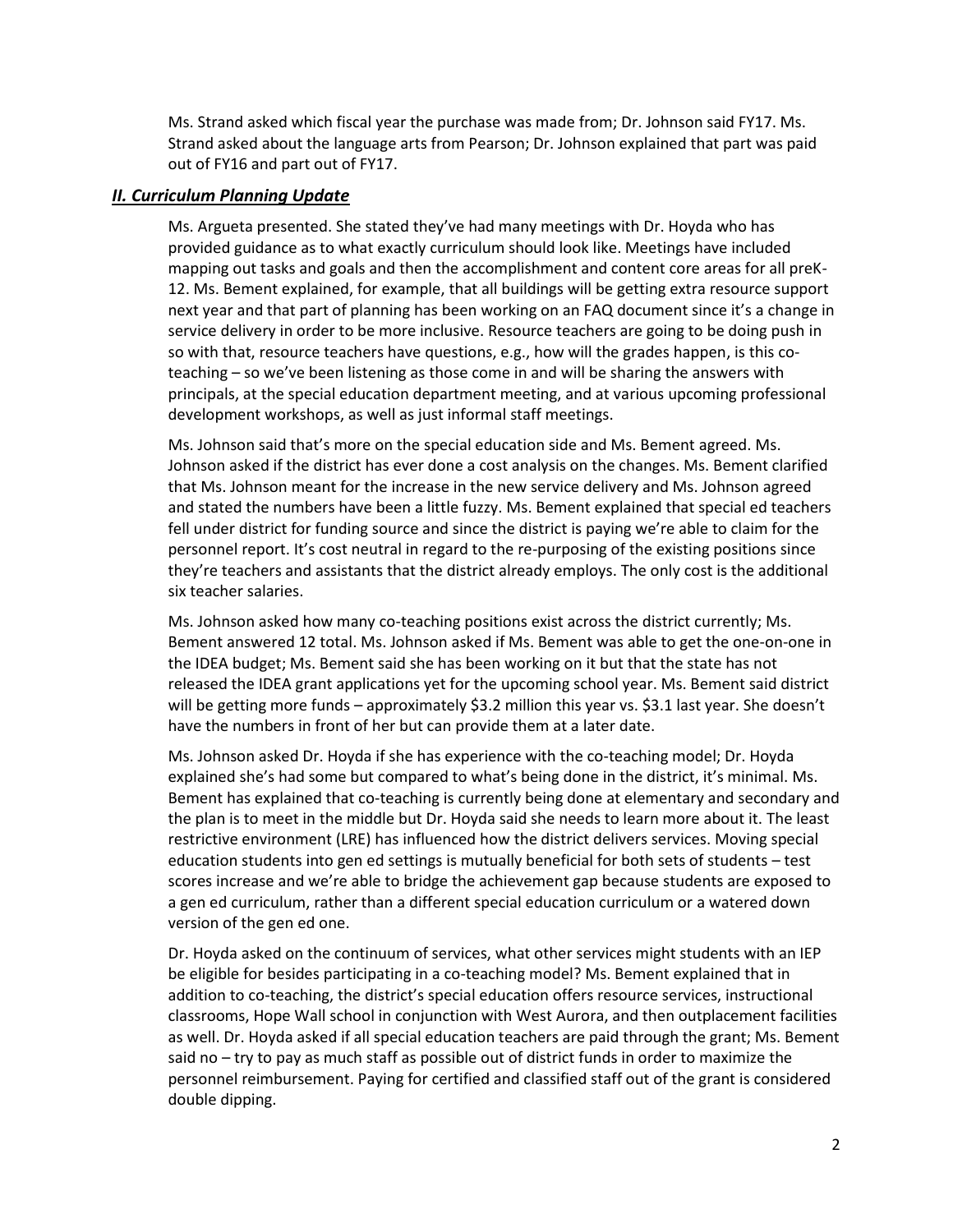Ms. Strand asked which fiscal year the purchase was made from; Dr. Johnson said FY17. Ms. Strand asked about the language arts from Pearson; Dr. Johnson explained that part was paid out of FY16 and part out of FY17.

## ***II. Curriculum Planning Update***

Ms. Argueta presented. She stated they've had many meetings with Dr. Hoyda who has provided guidance as to what exactly curriculum should look like. Meetings have included mapping out tasks and goals and then the accomplishment and content core areas for all preK-12. Ms. Bement explained, for example, that all buildings will be getting extra resource support next year and that part of planning has been working on an FAQ document since it's a change in service delivery in order to be more inclusive. Resource teachers are going to be doing push in so with that, resource teachers have questions, e.g., how will the grades happen, is this co-teaching – so we've been listening as those come in and will be sharing the answers with principals, at the special education department meeting, and at various upcoming professional development workshops, as well as just informal staff meetings.

Ms. Johnson said that's more on the special education side and Ms. Bement agreed. Ms. Johnson asked if the district has ever done a cost analysis on the changes. Ms. Bement clarified that Ms. Johnson meant for the increase in the new service delivery and Ms. Johnson agreed and stated the numbers have been a little fuzzy. Ms. Bement explained that special ed teachers fell under district for funding source and since the district is paying we're able to claim for the personnel report. It's cost neutral in regard to the re-purposing of the existing positions since they're teachers and assistants that the district already employs. The only cost is the additional six teacher salaries.

Ms. Johnson asked how many co-teaching positions exist across the district currently; Ms. Bement answered 12 total. Ms. Johnson asked if Ms. Bement was able to get the one-on-one in the IDEA budget; Ms. Bement said she has been working on it but that the state has not released the IDEA grant applications yet for the upcoming school year. Ms. Bement said district will be getting more funds – approximately $3.2 million this year vs. $3.1 last year. She doesn't have the numbers in front of her but can provide them at a later date.

Ms. Johnson asked Dr. Hoyda if she has experience with the co-teaching model; Dr. Hoyda explained she's had some but compared to what's being done in the district, it's minimal. Ms. Bement has explained that co-teaching is currently being done at elementary and secondary and the plan is to meet in the middle but Dr. Hoyda said she needs to learn more about it. The least restrictive environment (LRE) has influenced how the district delivers services. Moving special education students into gen ed settings is mutually beneficial for both sets of students – test scores increase and we're able to bridge the achievement gap because students are exposed to a gen ed curriculum, rather than a different special education curriculum or a watered down version of the gen ed one.

Dr. Hoyda asked on the continuum of services, what other services might students with an IEP be eligible for besides participating in a co-teaching model? Ms. Bement explained that in addition to co-teaching, the district's special education offers resource services, instructional classrooms, Hope Wall school in conjunction with West Aurora, and then outplacement facilities as well. Dr. Hoyda asked if all special education teachers are paid through the grant; Ms. Bement said no – try to pay as much staff as possible out of district funds in order to maximize the personnel reimbursement. Paying for certified and classified staff out of the grant is considered double dipping.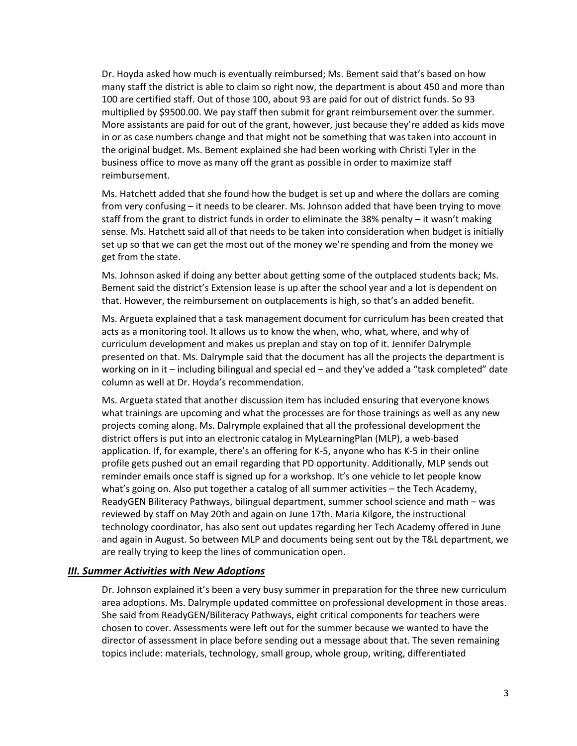Dr. Hoyda asked how much is eventually reimbursed; Ms. Bement said that's based on how many staff the district is able to claim so right now, the department is about 450 and more than 100 are certified staff. Out of those 100, about 93 are paid for out of district funds. So 93 multiplied by $9500.00. We pay staff then submit for grant reimbursement over the summer. More assistants are paid for out of the grant, however, just because they're added as kids move in or as case numbers change and that might not be something that was taken into account in the original budget. Ms. Bement explained she had been working with Christi Tyler in the business office to move as many off the grant as possible in order to maximize staff reimbursement.

Ms. Hatchett added that she found how the budget is set up and where the dollars are coming from very confusing – it needs to be clearer. Ms. Johnson added that have been trying to move staff from the grant to district funds in order to eliminate the 38% penalty – it wasn't making sense. Ms. Hatchett said all of that needs to be taken into consideration when budget is initially set up so that we can get the most out of the money we're spending and from the money we get from the state.

Ms. Johnson asked if doing any better about getting some of the outplaced students back; Ms. Bement said the district's Extension lease is up after the school year and a lot is dependent on that. However, the reimbursement on outplacements is high, so that's an added benefit.

Ms. Argueta explained that a task management document for curriculum has been created that acts as a monitoring tool. It allows us to know the when, who, what, where, and why of curriculum development and makes us preplan and stay on top of it. Jennifer Dalrymple presented on that. Ms. Dalrymple said that the document has all the projects the department is working on in it – including bilingual and special ed – and they've added a "task completed" date column as well at Dr. Hoyda's recommendation.

Ms. Argueta stated that another discussion item has included ensuring that everyone knows what trainings are upcoming and what the processes are for those trainings as well as any new projects coming along. Ms. Dalrymple explained that all the professional development the district offers is put into an electronic catalog in MyLearningPlan (MLP), a web-based application. If, for example, there's an offering for K-5, anyone who has K-5 in their online profile gets pushed out an email regarding that PD opportunity. Additionally, MLP sends out reminder emails once staff is signed up for a workshop. It's one vehicle to let people know what's going on. Also put together a catalog of all summer activities – the Tech Academy, ReadyGEN Biliteracy Pathways, bilingual department, summer school science and math – was reviewed by staff on May 20th and again on June 17th. Maria Kilgore, the instructional technology coordinator, has also sent out updates regarding her Tech Academy offered in June and again in August. So between MLP and documents being sent out by the T&L department, we are really trying to keep the lines of communication open.

## ***III. Summer Activities with New Adoptions***

Dr. Johnson explained it's been a very busy summer in preparation for the three new curriculum area adoptions. Ms. Dalrymple updated committee on professional development in those areas. She said from ReadyGEN/Biliteracy Pathways, eight critical components for teachers were chosen to cover. Assessments were left out for the summer because we wanted to have the director of assessment in place before sending out a message about that. The seven remaining topics include: materials, technology, small group, whole group, writing, differentiated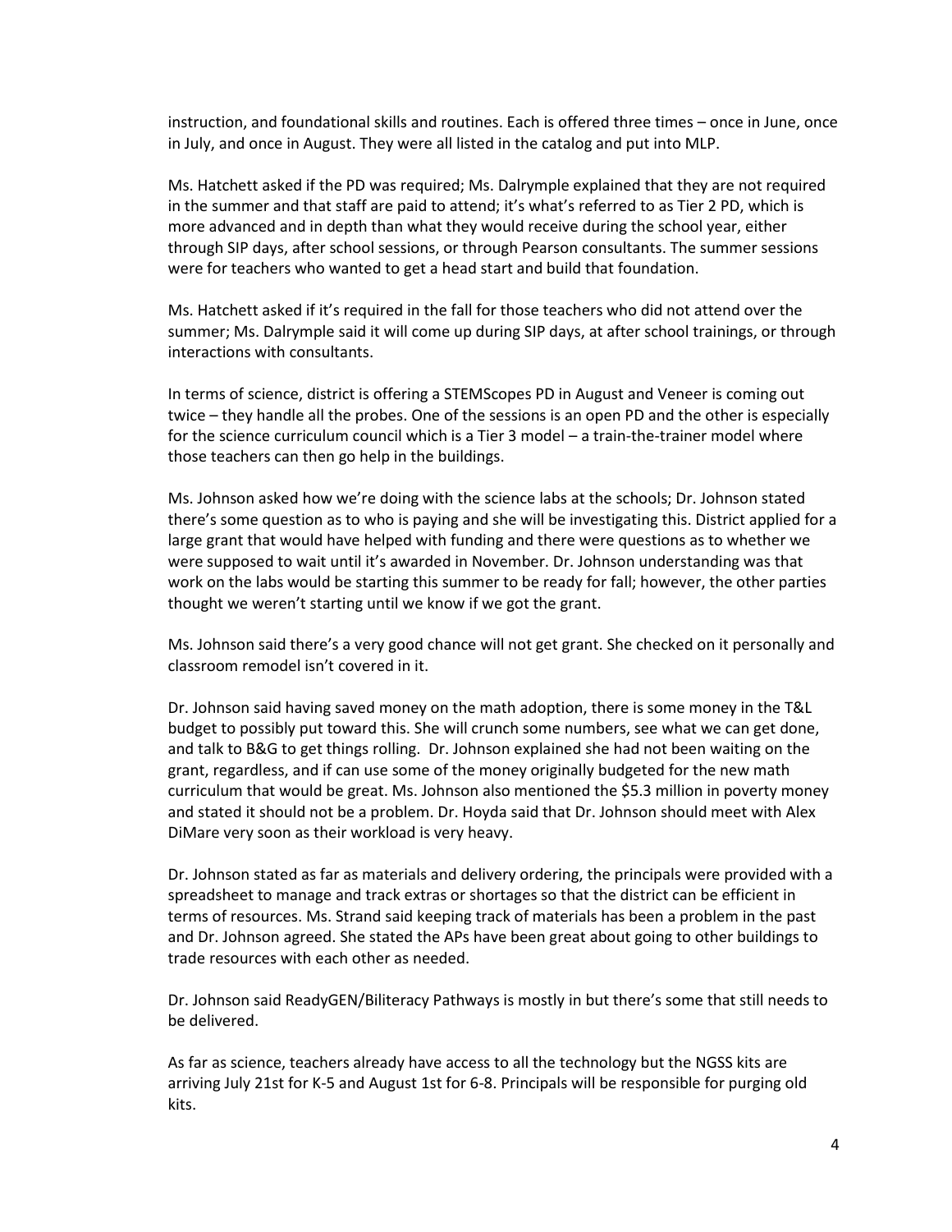instruction, and foundational skills and routines. Each is offered three times – once in June, once in July, and once in August. They were all listed in the catalog and put into MLP.

Ms. Hatchett asked if the PD was required; Ms. Dalrymple explained that they are not required in the summer and that staff are paid to attend; it's what's referred to as Tier 2 PD, which is more advanced and in depth than what they would receive during the school year, either through SIP days, after school sessions, or through Pearson consultants. The summer sessions were for teachers who wanted to get a head start and build that foundation.

Ms. Hatchett asked if it's required in the fall for those teachers who did not attend over the summer; Ms. Dalrymple said it will come up during SIP days, at after school trainings, or through interactions with consultants.

In terms of science, district is offering a STEMScopes PD in August and Veneer is coming out twice – they handle all the probes. One of the sessions is an open PD and the other is especially for the science curriculum council which is a Tier 3 model – a train-the-trainer model where those teachers can then go help in the buildings.

Ms. Johnson asked how we're doing with the science labs at the schools; Dr. Johnson stated there's some question as to who is paying and she will be investigating this. District applied for a large grant that would have helped with funding and there were questions as to whether we were supposed to wait until it's awarded in November. Dr. Johnson understanding was that work on the labs would be starting this summer to be ready for fall; however, the other parties thought we weren't starting until we know if we got the grant.

Ms. Johnson said there's a very good chance will not get grant. She checked on it personally and classroom remodel isn't covered in it.

Dr. Johnson said having saved money on the math adoption, there is some money in the T&L budget to possibly put toward this. She will crunch some numbers, see what we can get done, and talk to B&G to get things rolling. Dr. Johnson explained she had not been waiting on the grant, regardless, and if can use some of the money originally budgeted for the new math curriculum that would be great. Ms. Johnson also mentioned the $5.3 million in poverty money and stated it should not be a problem. Dr. Hoyda said that Dr. Johnson should meet with Alex DiMare very soon as their workload is very heavy.

Dr. Johnson stated as far as materials and delivery ordering, the principals were provided with a spreadsheet to manage and track extras or shortages so that the district can be efficient in terms of resources. Ms. Strand said keeping track of materials has been a problem in the past and Dr. Johnson agreed. She stated the APs have been great about going to other buildings to trade resources with each other as needed.

Dr. Johnson said ReadyGEN/Biliteracy Pathways is mostly in but there's some that still needs to be delivered.

As far as science, teachers already have access to all the technology but the NGSS kits are arriving July 21st for K-5 and August 1st for 6-8. Principals will be responsible for purging old kits.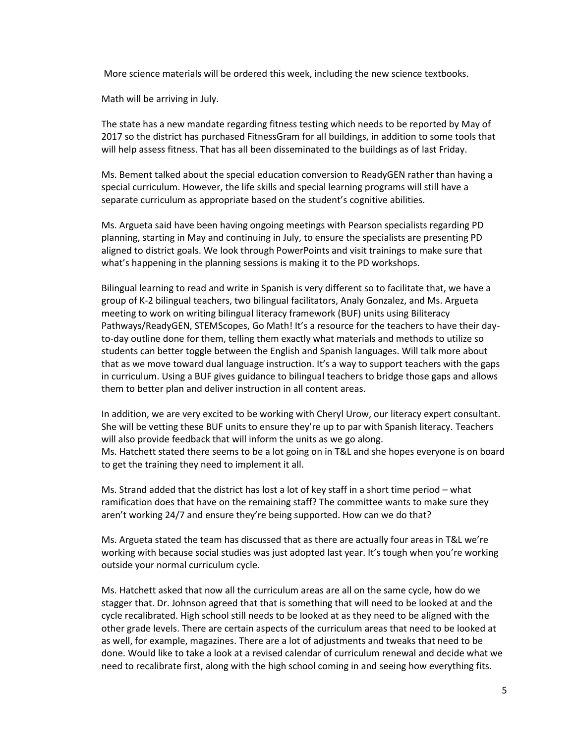More science materials will be ordered this week, including the new science textbooks.

Math will be arriving in July.

The state has a new mandate regarding fitness testing which needs to be reported by May of 2017 so the district has purchased FitnessGram for all buildings, in addition to some tools that will help assess fitness. That has all been disseminated to the buildings as of last Friday.

Ms. Bement talked about the special education conversion to ReadyGEN rather than having a special curriculum. However, the life skills and special learning programs will still have a separate curriculum as appropriate based on the student's cognitive abilities.

Ms. Argueta said have been having ongoing meetings with Pearson specialists regarding PD planning, starting in May and continuing in July, to ensure the specialists are presenting PD aligned to district goals. We look through PowerPoints and visit trainings to make sure that what's happening in the planning sessions is making it to the PD workshops.

Bilingual learning to read and write in Spanish is very different so to facilitate that, we have a group of K-2 bilingual teachers, two bilingual facilitators, Analy Gonzalez, and Ms. Argueta meeting to work on writing bilingual literacy framework (BUF) units using Biliteracy Pathways/ReadyGEN, STEMScopes, Go Math! It's a resource for the teachers to have their day-to-day outline done for them, telling them exactly what materials and methods to utilize so students can better toggle between the English and Spanish languages. Will talk more about that as we move toward dual language instruction. It's a way to support teachers with the gaps in curriculum. Using a BUF gives guidance to bilingual teachers to bridge those gaps and allows them to better plan and deliver instruction in all content areas.

In addition, we are very excited to be working with Cheryl Urow, our literacy expert consultant. She will be vetting these BUF units to ensure they're up to par with Spanish literacy. Teachers will also provide feedback that will inform the units as we go along.
Ms. Hatchett stated there seems to be a lot going on in T&L and she hopes everyone is on board to get the training they need to implement it all.

Ms. Strand added that the district has lost a lot of key staff in a short time period – what ramification does that have on the remaining staff? The committee wants to make sure they aren't working 24/7 and ensure they're being supported. How can we do that?

Ms. Argueta stated the team has discussed that as there are actually four areas in T&L we're working with because social studies was just adopted last year. It's tough when you're working outside your normal curriculum cycle.

Ms. Hatchett asked that now all the curriculum areas are all on the same cycle, how do we stagger that. Dr. Johnson agreed that that is something that will need to be looked at and the cycle recalibrated. High school still needs to be looked at as they need to be aligned with the other grade levels. There are certain aspects of the curriculum areas that need to be looked at as well, for example, magazines. There are a lot of adjustments and tweaks that need to be done. Would like to take a look at a revised calendar of curriculum renewal and decide what we need to recalibrate first, along with the high school coming in and seeing how everything fits.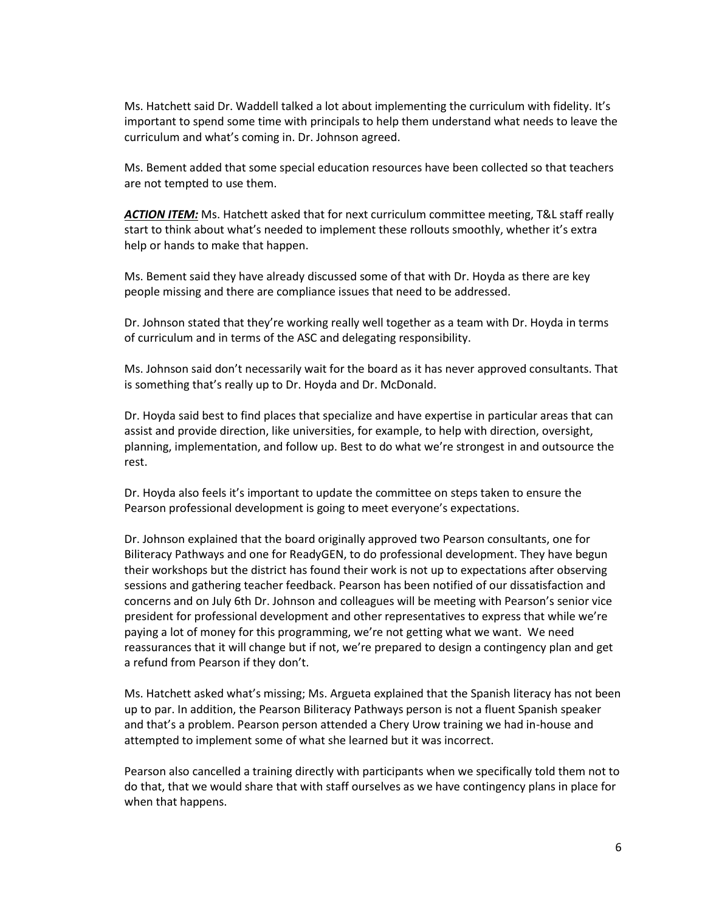Ms. Hatchett said Dr. Waddell talked a lot about implementing the curriculum with fidelity. It's important to spend some time with principals to help them understand what needs to leave the curriculum and what's coming in. Dr. Johnson agreed.

Ms. Bement added that some special education resources have been collected so that teachers are not tempted to use them.

***ACTION ITEM:*** Ms. Hatchett asked that for next curriculum committee meeting, T&L staff really start to think about what's needed to implement these rollouts smoothly, whether it's extra help or hands to make that happen.

Ms. Bement said they have already discussed some of that with Dr. Hoyda as there are key people missing and there are compliance issues that need to be addressed.

Dr. Johnson stated that they're working really well together as a team with Dr. Hoyda in terms of curriculum and in terms of the ASC and delegating responsibility.

Ms. Johnson said don't necessarily wait for the board as it has never approved consultants. That is something that's really up to Dr. Hoyda and Dr. McDonald.

Dr. Hoyda said best to find places that specialize and have expertise in particular areas that can assist and provide direction, like universities, for example, to help with direction, oversight, planning, implementation, and follow up. Best to do what we're strongest in and outsource the rest.

Dr. Hoyda also feels it's important to update the committee on steps taken to ensure the Pearson professional development is going to meet everyone's expectations.

Dr. Johnson explained that the board originally approved two Pearson consultants, one for Biliteracy Pathways and one for ReadyGEN, to do professional development. They have begun their workshops but the district has found their work is not up to expectations after observing sessions and gathering teacher feedback. Pearson has been notified of our dissatisfaction and concerns and on July 6th Dr. Johnson and colleagues will be meeting with Pearson's senior vice president for professional development and other representatives to express that while we're paying a lot of money for this programming, we're not getting what we want. We need reassurances that it will change but if not, we're prepared to design a contingency plan and get a refund from Pearson if they don't.

Ms. Hatchett asked what's missing; Ms. Argueta explained that the Spanish literacy has not been up to par. In addition, the Pearson Biliteracy Pathways person is not a fluent Spanish speaker and that's a problem. Pearson person attended a Chery Urow training we had in-house and attempted to implement some of what she learned but it was incorrect.

Pearson also cancelled a training directly with participants when we specifically told them not to do that, that we would share that with staff ourselves as we have contingency plans in place for when that happens.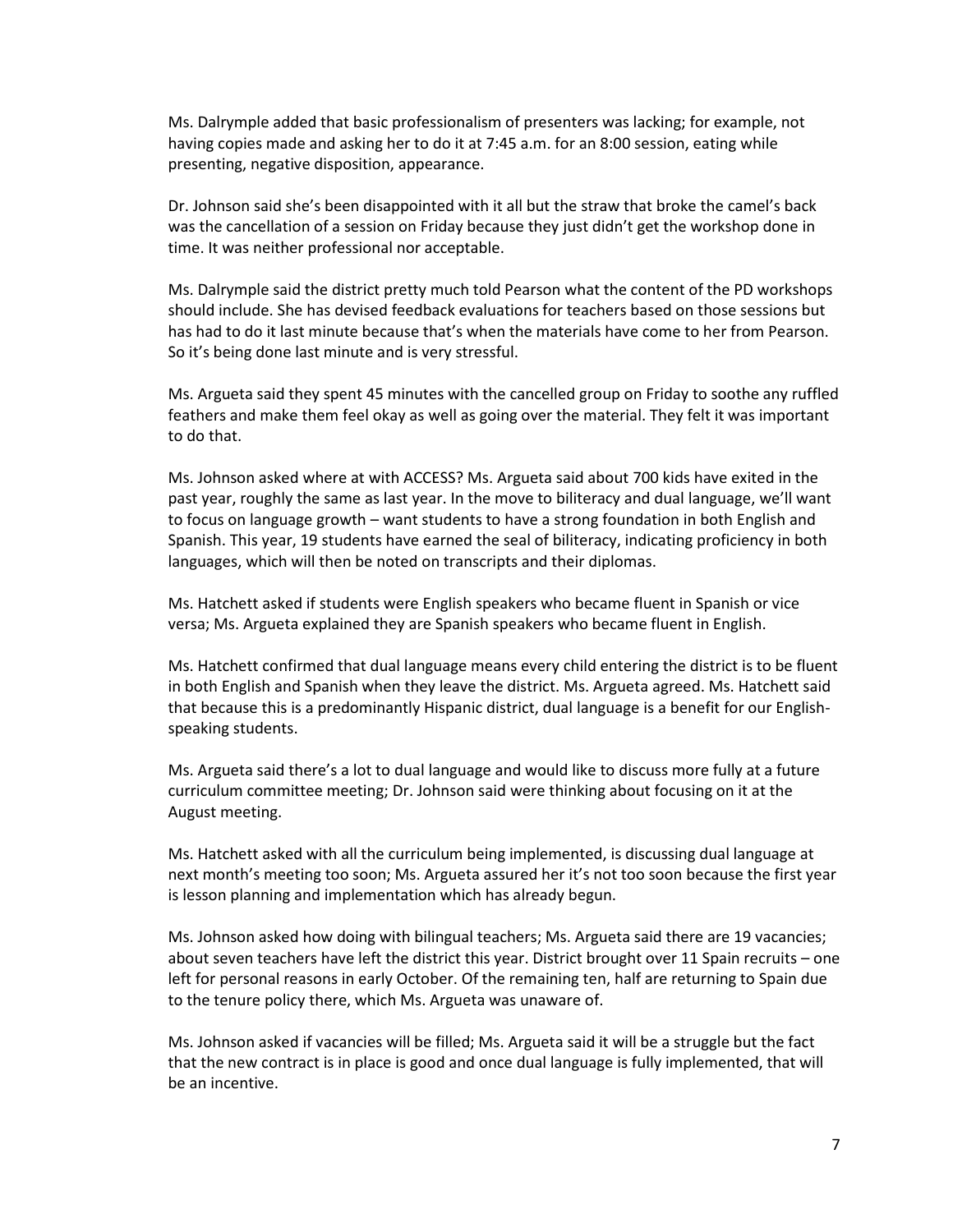Ms. Dalrymple added that basic professionalism of presenters was lacking; for example, not having copies made and asking her to do it at 7:45 a.m. for an 8:00 session, eating while presenting, negative disposition, appearance.

Dr. Johnson said she's been disappointed with it all but the straw that broke the camel's back was the cancellation of a session on Friday because they just didn't get the workshop done in time. It was neither professional nor acceptable.

Ms. Dalrymple said the district pretty much told Pearson what the content of the PD workshops should include. She has devised feedback evaluations for teachers based on those sessions but has had to do it last minute because that's when the materials have come to her from Pearson. So it's being done last minute and is very stressful.

Ms. Argueta said they spent 45 minutes with the cancelled group on Friday to soothe any ruffled feathers and make them feel okay as well as going over the material. They felt it was important to do that.

Ms. Johnson asked where at with ACCESS? Ms. Argueta said about 700 kids have exited in the past year, roughly the same as last year. In the move to biliteracy and dual language, we'll want to focus on language growth – want students to have a strong foundation in both English and Spanish. This year, 19 students have earned the seal of biliteracy, indicating proficiency in both languages, which will then be noted on transcripts and their diplomas.

Ms. Hatchett asked if students were English speakers who became fluent in Spanish or vice versa; Ms. Argueta explained they are Spanish speakers who became fluent in English.

Ms. Hatchett confirmed that dual language means every child entering the district is to be fluent in both English and Spanish when they leave the district. Ms. Argueta agreed. Ms. Hatchett said that because this is a predominantly Hispanic district, dual language is a benefit for our English-speaking students.

Ms. Argueta said there's a lot to dual language and would like to discuss more fully at a future curriculum committee meeting; Dr. Johnson said were thinking about focusing on it at the August meeting.

Ms. Hatchett asked with all the curriculum being implemented, is discussing dual language at next month's meeting too soon; Ms. Argueta assured her it's not too soon because the first year is lesson planning and implementation which has already begun.

Ms. Johnson asked how doing with bilingual teachers; Ms. Argueta said there are 19 vacancies; about seven teachers have left the district this year. District brought over 11 Spain recruits – one left for personal reasons in early October. Of the remaining ten, half are returning to Spain due to the tenure policy there, which Ms. Argueta was unaware of.

Ms. Johnson asked if vacancies will be filled; Ms. Argueta said it will be a struggle but the fact that the new contract is in place is good and once dual language is fully implemented, that will be an incentive.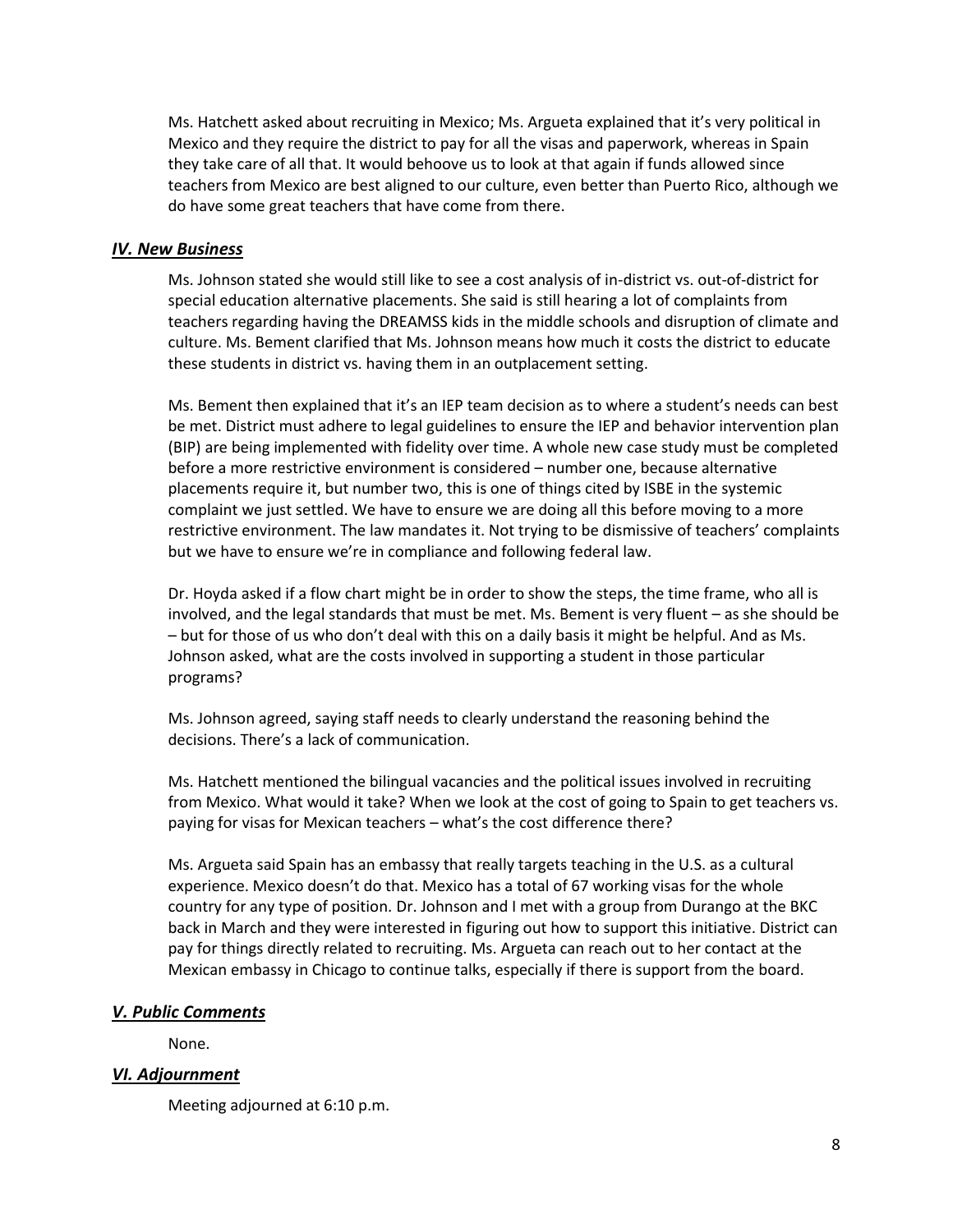Ms. Hatchett asked about recruiting in Mexico; Ms. Argueta explained that it's very political in Mexico and they require the district to pay for all the visas and paperwork, whereas in Spain they take care of all that. It would behoove us to look at that again if funds allowed since teachers from Mexico are best aligned to our culture, even better than Puerto Rico, although we do have some great teachers that have come from there.

## *IV. New Business*

Ms. Johnson stated she would still like to see a cost analysis of in-district vs. out-of-district for special education alternative placements. She said is still hearing a lot of complaints from teachers regarding having the DREAMSS kids in the middle schools and disruption of climate and culture. Ms. Bement clarified that Ms. Johnson means how much it costs the district to educate these students in district vs. having them in an outplacement setting.

Ms. Bement then explained that it's an IEP team decision as to where a student's needs can best be met. District must adhere to legal guidelines to ensure the IEP and behavior intervention plan (BIP) are being implemented with fidelity over time. A whole new case study must be completed before a more restrictive environment is considered – number one, because alternative placements require it, but number two, this is one of things cited by ISBE in the systemic complaint we just settled. We have to ensure we are doing all this before moving to a more restrictive environment. The law mandates it. Not trying to be dismissive of teachers' complaints but we have to ensure we're in compliance and following federal law.

Dr. Hoyda asked if a flow chart might be in order to show the steps, the time frame, who all is involved, and the legal standards that must be met. Ms. Bement is very fluent – as she should be – but for those of us who don't deal with this on a daily basis it might be helpful. And as Ms. Johnson asked, what are the costs involved in supporting a student in those particular programs?

Ms. Johnson agreed, saying staff needs to clearly understand the reasoning behind the decisions. There's a lack of communication.

Ms. Hatchett mentioned the bilingual vacancies and the political issues involved in recruiting from Mexico. What would it take? When we look at the cost of going to Spain to get teachers vs. paying for visas for Mexican teachers – what's the cost difference there?

Ms. Argueta said Spain has an embassy that really targets teaching in the U.S. as a cultural experience. Mexico doesn't do that. Mexico has a total of 67 working visas for the whole country for any type of position. Dr. Johnson and I met with a group from Durango at the BKC back in March and they were interested in figuring out how to support this initiative. District can pay for things directly related to recruiting. Ms. Argueta can reach out to her contact at the Mexican embassy in Chicago to continue talks, especially if there is support from the board.

## *V. Public Comments*

None.

## *VI. Adjournment*

Meeting adjourned at 6:10 p.m.